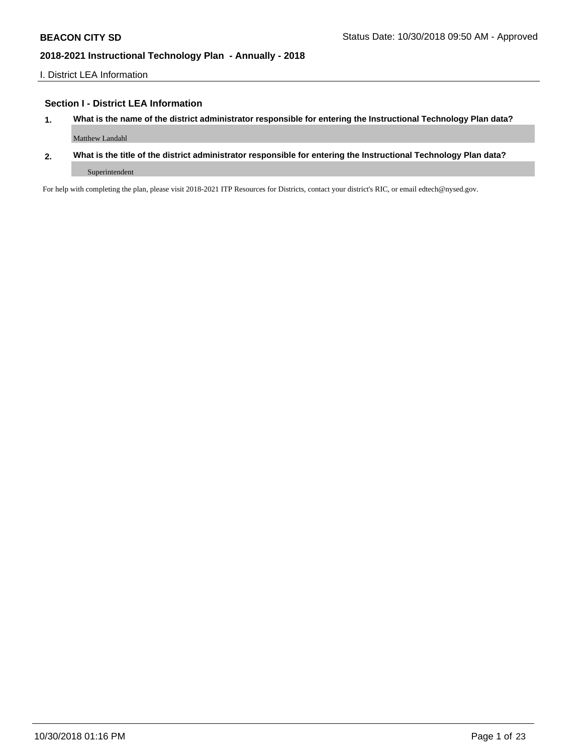## I. District LEA Information

### Section I - District LEA Information

1. **What is the name of the district administrator responsible for entering the Instructional Technology Plan data?**

   Matthew Landahl

2. **What is the title of the district administrator responsible for entering the Instructional Technology Plan data?**

   Superintendent

For help with completing the plan, please visit 2018-2021 ITP Resources for Districts, contact your district's RIC, or email edtech@nysed.gov.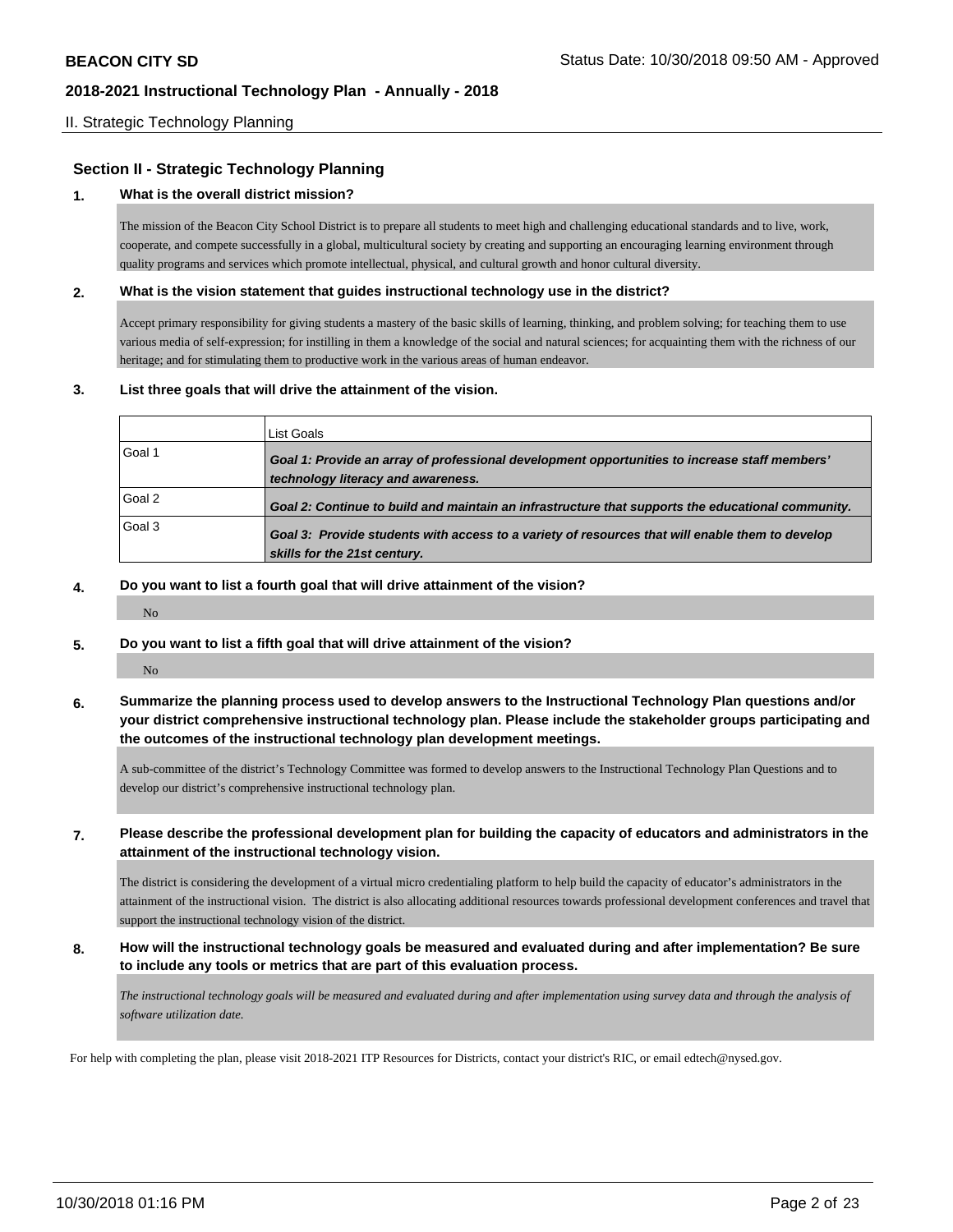## Section II - Strategic Technology Planning

**1. What is the overall district mission?**

The mission of the Beacon City School District is to prepare all students to meet high and challenging educational standards and to live, work, cooperate, and compete successfully in a global, multicultural society by creating and supporting an encouraging learning environment through quality programs and services which promote intellectual, physical, and cultural growth and honor cultural diversity.

**2. What is the vision statement that guides instructional technology use in the district?**

Accept primary responsibility for giving students a mastery of the basic skills of learning, thinking, and problem solving; for teaching them to use various media of self-expression; for instilling in them a knowledge of the social and natural sciences; for acquainting them with the richness of our heritage; and for stimulating them to productive work in the various areas of human endeavor.

**3. List three goals that will drive the attainment of the vision.**

| | List Goals |
|---|---|
| Goal 1 | ***Goal 1: Provide an array of professional development opportunities to increase staff members' technology literacy and awareness.*** |
| Goal 2 | ***Goal 2: Continue to build and maintain an infrastructure that supports the educational community.*** |
| Goal 3 | ***Goal 3: Provide students with access to a variety of resources that will enable them to develop skills for the 21st century.*** |

**4. Do you want to list a fourth goal that will drive attainment of the vision?**

No

**5. Do you want to list a fifth goal that will drive attainment of the vision?**

No

**6. Summarize the planning process used to develop answers to the Instructional Technology Plan questions and/or your district comprehensive instructional technology plan. Please include the stakeholder groups participating and the outcomes of the instructional technology plan development meetings.**

A sub-committee of the district's Technology Committee was formed to develop answers to the Instructional Technology Plan Questions and to develop our district's comprehensive instructional technology plan.

**7. Please describe the professional development plan for building the capacity of educators and administrators in the attainment of the instructional technology vision.**

The district is considering the development of a virtual micro credentialing platform to help build the capacity of educator's administrators in the attainment of the instructional vision. The district is also allocating additional resources towards professional development conferences and travel that support the instructional technology vision of the district.

**8. How will the instructional technology goals be measured and evaluated during and after implementation? Be sure to include any tools or metrics that are part of this evaluation process.**

*The instructional technology goals will be measured and evaluated during and after implementation using survey data and through the analysis of software utilization date.*

For help with completing the plan, please visit 2018-2021 ITP Resources for Districts, contact your district's RIC, or email edtech@nysed.gov.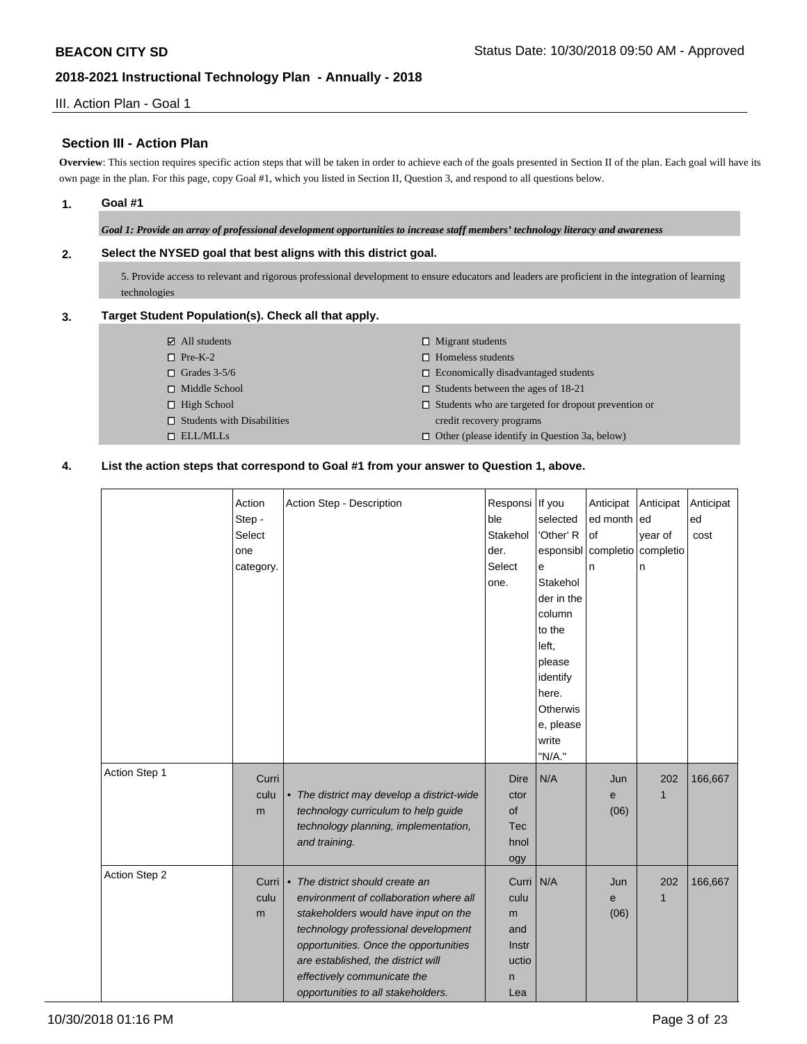**BEACON CITY SD**

Status Date: 10/30/2018 09:50 AM - Approved

**2018-2021 Instructional Technology Plan - Annually - 2018**

III. Action Plan - Goal 1

## Section III - Action Plan

**Overview**: This section requires specific action steps that will be taken in order to achieve each of the goals presented in Section II of the plan. Each goal will have its own page in the plan. For this page, copy Goal #1, which you listed in Section II, Question 3, and respond to all questions below.

**1. Goal #1**

***Goal 1: Provide an array of professional development opportunities to increase staff members' technology literacy and awareness***

**2. Select the NYSED goal that best aligns with this district goal.**

5. Provide access to relevant and rigorous professional development to ensure educators and leaders are proficient in the integration of learning technologies

**3. Target Student Population(s). Check all that apply.**

- ☑ All students
- ☐ Pre-K-2
- ☐ Grades 3-5/6
- ☐ Middle School
- ☐ High School
- ☐ Students with Disabilities
- ☐ ELL/MLLs
- ☐ Migrant students
- ☐ Homeless students
- ☐ Economically disadvantaged students
- ☐ Students between the ages of 18-21
- ☐ Students who are targeted for dropout prevention or credit recovery programs
- ☐ Other (please identify in Question 3a, below)

**4. List the action steps that correspond to Goal #1 from your answer to Question 1, above.**

| | Action Step - Select one category. | Action Step - Description | Responsible Stakeholder. Select one. | If you selected 'Other' Responsible Stakeholder in the column to the left, please identify here. Otherwise, please write "N/A." | Anticipated month of completion | Anticipated year of completion | Anticipated cost |
|---|---|---|---|---|---|---|---|
| Action Step 1 | Curriculum | • *The district may develop a district-wide technology curriculum to help guide technology planning, implementation, and training.* | Director of Technology | N/A | June (06) | 2021 | 166,667 |
| Action Step 2 | Curriculum | • *The district should create an environment of collaboration where all stakeholders would have input on the technology professional development opportunities. Once the opportunities are established, the district will effectively communicate the opportunities to all stakeholders.* | Curriculum and Instruction Lea | N/A | June (06) | 2021 | 166,667 |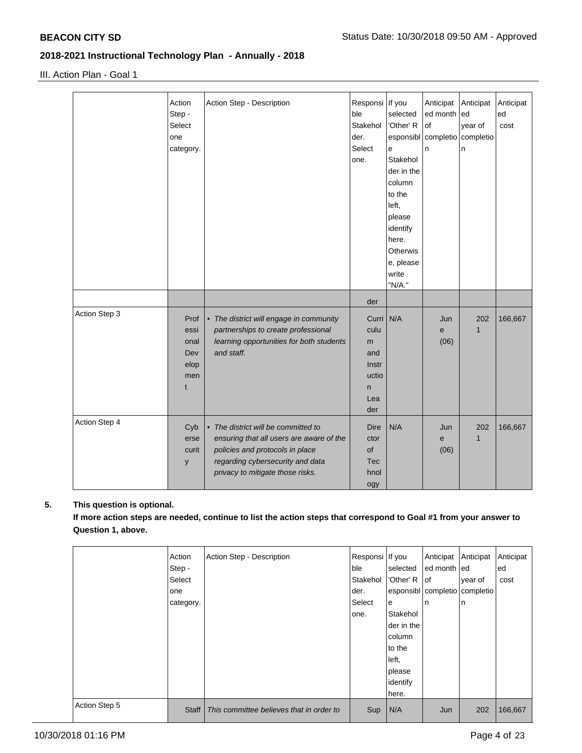III. Action Plan - Goal 1

| | Action Step - Select one category. | Action Step - Description | Responsible Stakeholder. Select one. | If you selected 'Other' Responsible Stakeholder in the column to the left, please identify here. Otherwise, please write "N/A." | Anticipated month of completion | Anticipated year of completion | Anticipated cost |
|---|---|---|---|---|---|---|---|
| | | | der | | | | |
| Action Step 3 | Professional Development | • *The district will engage in community partnerships to create professional learning opportunities for both students and staff.* | Curriculum and Instruction Leader | N/A | June (06) | 2021 | 166,667 |
| Action Step 4 | Cybersecurity | • *The district will be committed to ensuring that all users are aware of the policies and protocols in place regarding cybersecurity and data privacy to mitigate those risks.* | Director of Technology | N/A | June (06) | 2021 | 166,667 |

**5. This question is optional.**

**If more action steps are needed, continue to list the action steps that correspond to Goal #1 from your answer to Question 1, above.**

| | Action Step - Select one category. | Action Step - Description | Responsible Stakeholder. Select one. | If you selected 'Other' Responsible Stakeholder in the column to the left, please identify here. | Anticipated month of completion | Anticipated year of completion | Anticipated cost |
|---|---|---|---|---|---|---|---|
| Action Step 5 | Staff | This committee believes that in order to | Sup | N/A | Jun | 202 | 166,667 |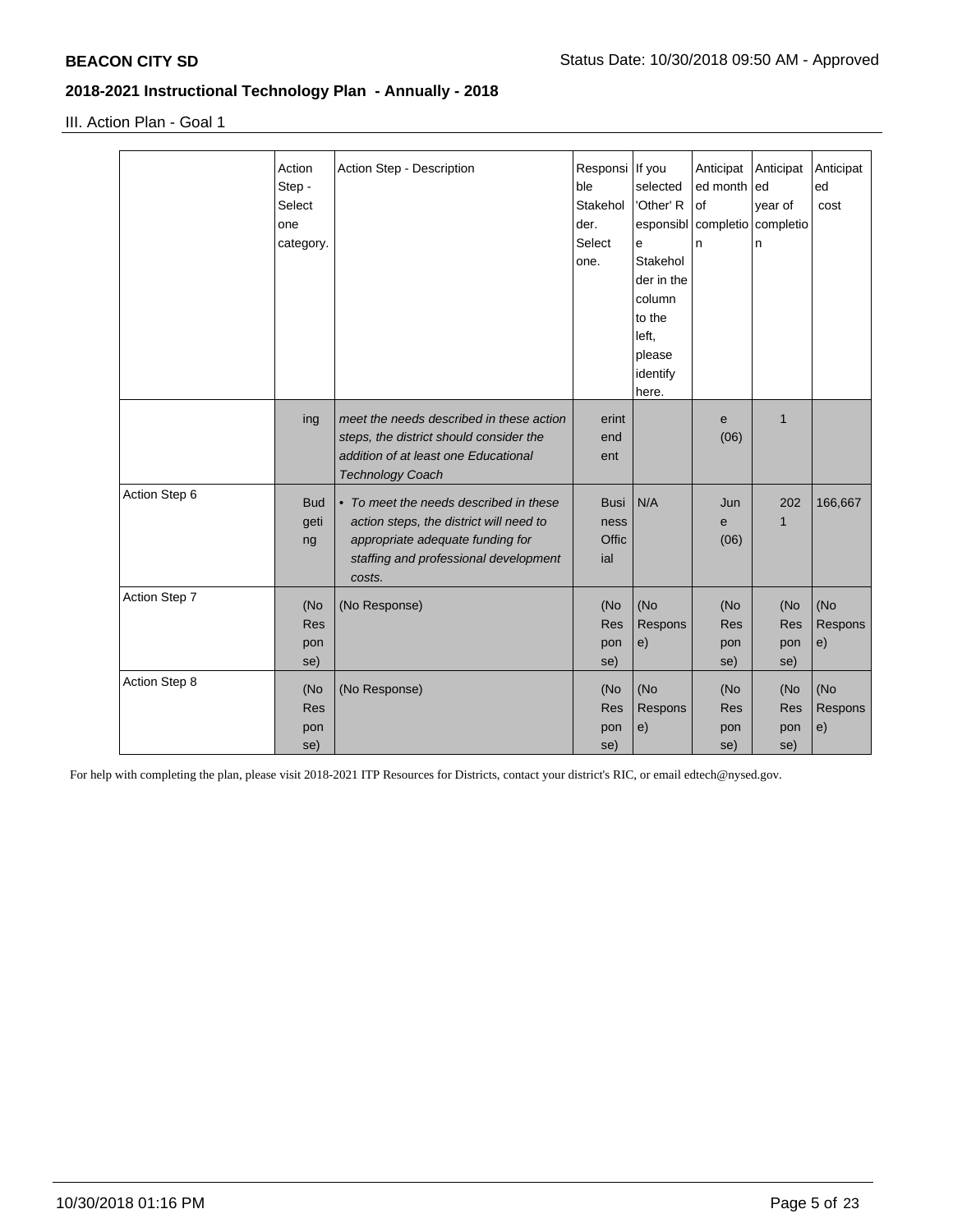III. Action Plan - Goal 1

| | Action Step - Select one category. | Action Step - Description | Responsible Stakeholder. Select one. | If you selected 'Other' Responsible Stakeholder in the column to the left, please identify here. | Anticipated month of completion | Anticipated year of completion | Anticipated cost |
|---|---|---|---|---|---|---|---|
| | ing | *meet the needs described in these action steps, the district should consider the addition of at least one Educational Technology Coach* | erintendent | | e (06) | 1 | |
| Action Step 6 | Budgeting | • *To meet the needs described in these action steps, the district will need to appropriate adequate funding for staffing and professional development costs.* | Business Official | N/A | June (06) | 2021 | 166,667 |
| Action Step 7 | (No Response) | (No Response) | (No Response) | (No Response) | (No Response) | (No Response) | (No Response) |
| Action Step 8 | (No Response) | (No Response) | (No Response) | (No Response) | (No Response) | (No Response) | (No Response) |

For help with completing the plan, please visit 2018-2021 ITP Resources for Districts, contact your district's RIC, or email edtech@nysed.gov.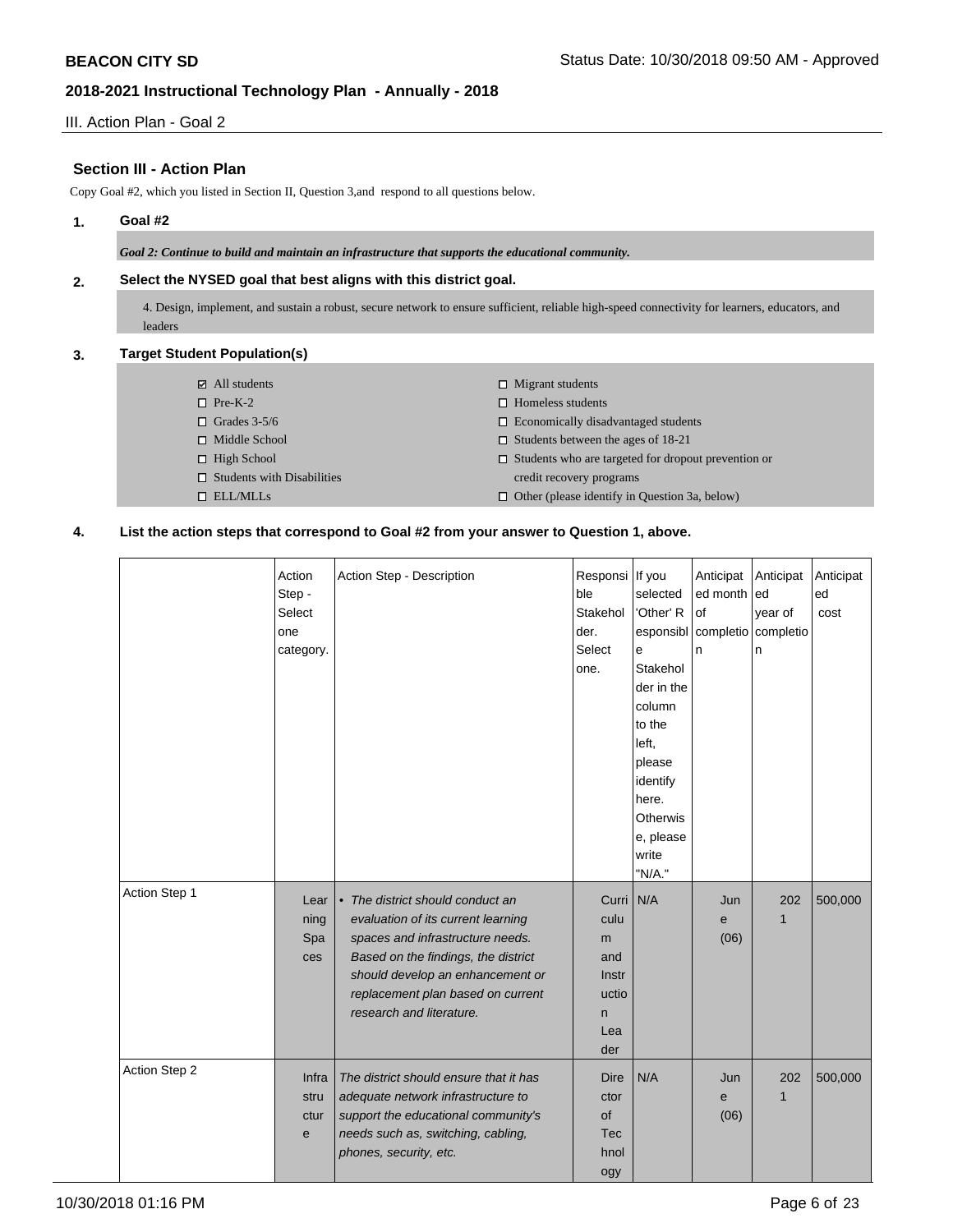## Section III - Action Plan

Copy Goal #2, which you listed in Section II, Question 3,and respond to all questions below.

**1. Goal #2**

*Goal 2: Continue to build and maintain an infrastructure that supports the educational community.*

**2. Select the NYSED goal that best aligns with this district goal.**

4. Design, implement, and sustain a robust, secure network to ensure sufficient, reliable high-speed connectivity for learners, educators, and leaders

**3. Target Student Population(s)**

- ☑ All students
- ☐ Pre-K-2
- ☐ Grades 3-5/6
- ☐ Middle School
- ☐ High School
- ☐ Students with Disabilities
- ☐ ELL/MLLs
- ☐ Migrant students
- ☐ Homeless students
- ☐ Economically disadvantaged students
- ☐ Students between the ages of 18-21
- ☐ Students who are targeted for dropout prevention or credit recovery programs
- ☐ Other (please identify in Question 3a, below)

**4. List the action steps that correspond to Goal #2 from your answer to Question 1, above.**

| | Action Step - Select one category. | Action Step - Description | Responsible Stakeholder. Select one. | If you selected 'Other' Responsible Stakeholder in the column to the left, please identify here. Otherwise, please write "N/A." | Anticipated month of completion | Anticipated year of completion | Anticipated cost |
|---|---|---|---|---|---|---|---|
| Action Step 1 | Learning Spaces | • *The district should conduct an evaluation of its current learning spaces and infrastructure needs. Based on the findings, the district should develop an enhancement or replacement plan based on current research and literature.* | Curriculum and Instruction Leader | N/A | June (06) | 2021 | 500,000 |
| Action Step 2 | Infrastructure | *The district should ensure that it has adequate network infrastructure to support the educational community's needs such as, switching, cabling, phones, security, etc.* | Director of Technology | N/A | June (06) | 2021 | 500,000 |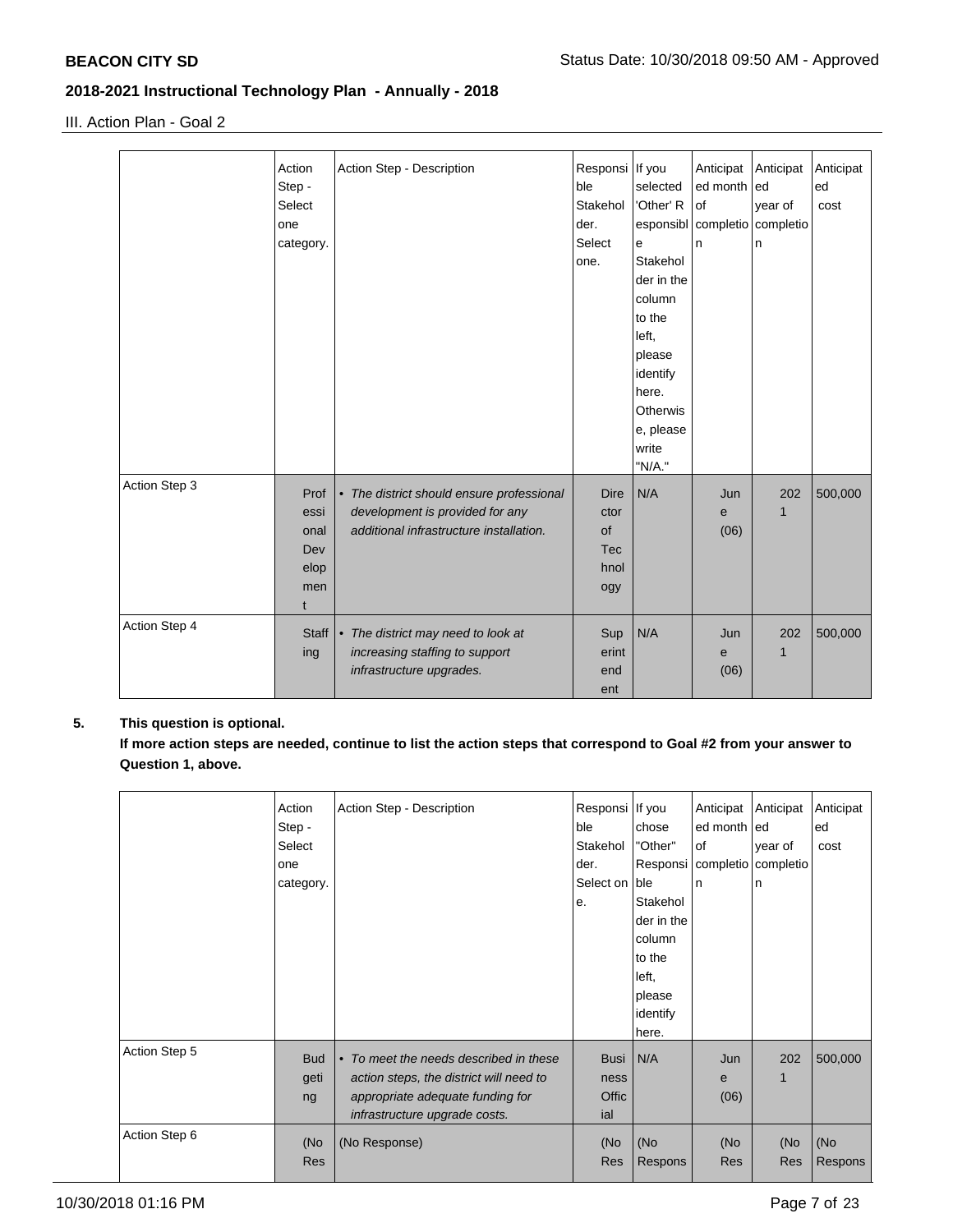III. Action Plan - Goal 2

| | Action Step - Select one category. | Action Step - Description | Responsible Stakeholder. Select one. | If you selected 'Other' Responsible Stakeholder in the column to the left, please identify here. Otherwise, please write "N/A." | Anticipated month of completion | Anticipated year of completion | Anticipated cost |
|---|---|---|---|---|---|---|---|
| Action Step 3 | Professional Development | • *The district should ensure professional development is provided for any additional infrastructure installation.* | Director of Technology | N/A | June (06) | 2021 | 500,000 |
| Action Step 4 | Staffing | • *The district may need to look at increasing staffing to support infrastructure upgrades.* | Superintendent | N/A | June (06) | 2021 | 500,000 |

**5. This question is optional.**

**If more action steps are needed, continue to list the action steps that correspond to Goal #2 from your answer to Question 1, above.**

| | Action Step - Select one category. | Action Step - Description | Responsible Stakeholder. Select one. | If you chose "Other" Responsible Stakeholder in the column to the left, please identify here. | Anticipated month of completion | Anticipated year of completion | Anticipated cost |
|---|---|---|---|---|---|---|---|
| Action Step 5 | Budgeting | • *To meet the needs described in these action steps, the district will need to appropriate adequate funding for infrastructure upgrade costs.* | Business Official | N/A | June (06) | 2021 | 500,000 |
| Action Step 6 | (No Res | (No Response) | (No Res | (No Respons | (No Res | (No Res | (No Respons |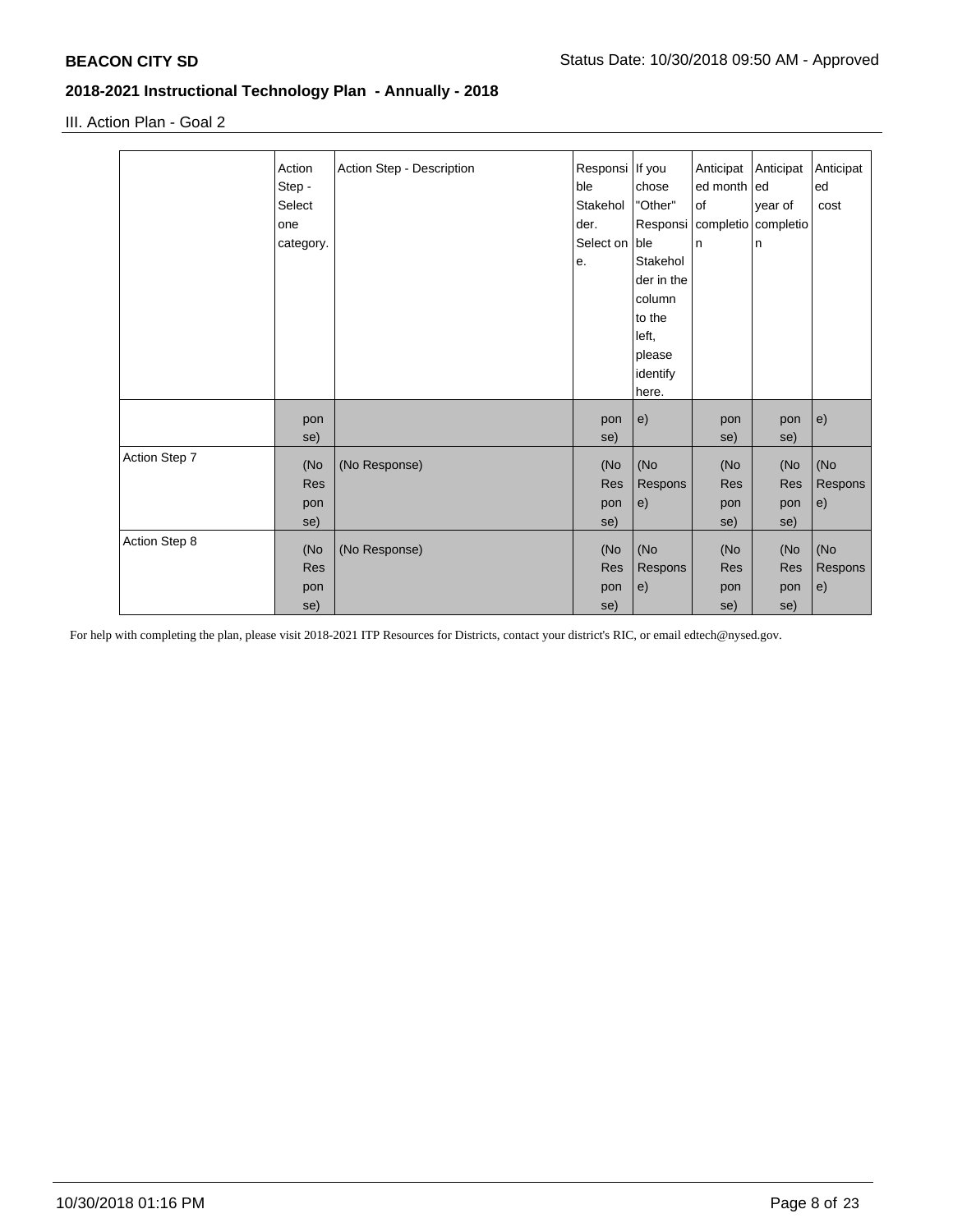III. Action Plan - Goal 2

| | Action Step - Select one category. | Action Step - Description | Responsible Stakeholder. Select one. | If you chose "Other" Responsible Stakeholder in the column to the left, please identify here. | Anticipated month of completion | Anticipated year of completion | Anticipated cost |
|---|---|---|---|---|---|---|---|
| | ponse) | | ponse) | e) | ponse) | ponse) | e) |
| Action Step 7 | (No Response) | (No Response) | (No Response) | (No Response) | (No Response) | (No Response) | (No Response) |
| Action Step 8 | (No Response) | (No Response) | (No Response) | (No Response) | (No Response) | (No Response) | (No Response) |

For help with completing the plan, please visit 2018-2021 ITP Resources for Districts, contact your district's RIC, or email edtech@nysed.gov.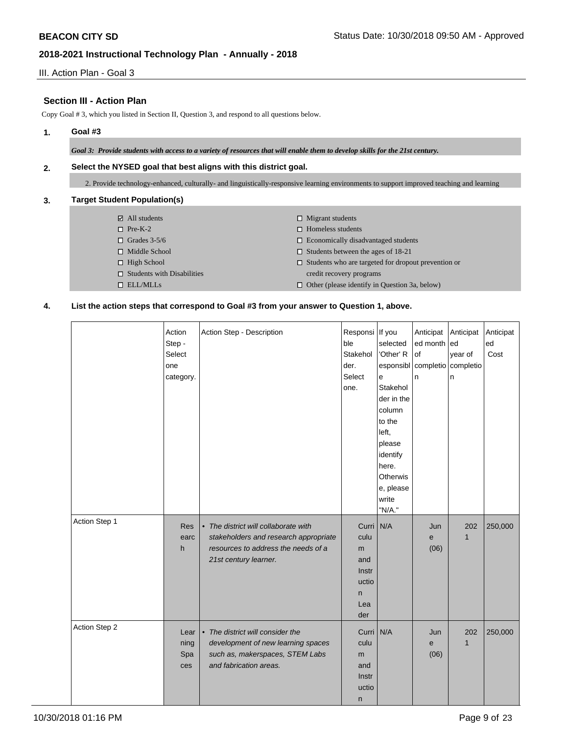**BEACON CITY SD** Status Date: 10/30/2018 09:50 AM - Approved

**2018-2021 Instructional Technology Plan - Annually - 2018**

III. Action Plan - Goal 3

## Section III - Action Plan

Copy Goal # 3, which you listed in Section II, Question 3, and respond to all questions below.

### 1. Goal #3

*Goal 3: Provide students with access to a variety of resources that will enable them to develop skills for the 21st century.*

### 2. Select the NYSED goal that best aligns with this district goal.

2. Provide technology-enhanced, culturally- and linguistically-responsive learning environments to support improved teaching and learning

### 3. Target Student Population(s)

- ☑ All students
- ☐ Pre-K-2
- ☐ Grades 3-5/6
- ☐ Middle School
- ☐ High School
- ☐ Students with Disabilities
- ☐ ELL/MLLs
- ☐ Migrant students
- ☐ Homeless students
- ☐ Economically disadvantaged students
- ☐ Students between the ages of 18-21
- ☐ Students who are targeted for dropout prevention or credit recovery programs
- ☐ Other (please identify in Question 3a, below)

### 4. List the action steps that correspond to Goal #3 from your answer to Question 1, above.

| | Action Step - Select one category. | Action Step - Description | Responsible Stakeholder. Select one. | If you selected 'Other' Responsible Stakeholder in the column to the left, please identify here. Otherwise, please write "N/A." | Anticipated month of completion | Anticipated year of completion | Anticipated Cost |
|---|---|---|---|---|---|---|---|
| Action Step 1 | Research | • *The district will collaborate with stakeholders and research appropriate resources to address the needs of a 21st century learner.* | Curriculum and Instruction Leader | N/A | June (06) | 2021 | 250,000 |
| Action Step 2 | Learning Spaces | • *The district will consider the development of new learning spaces such as, makerspaces, STEM Labs and fabrication areas.* | Curriculum and Instruction | N/A | June (06) | 2021 | 250,000 |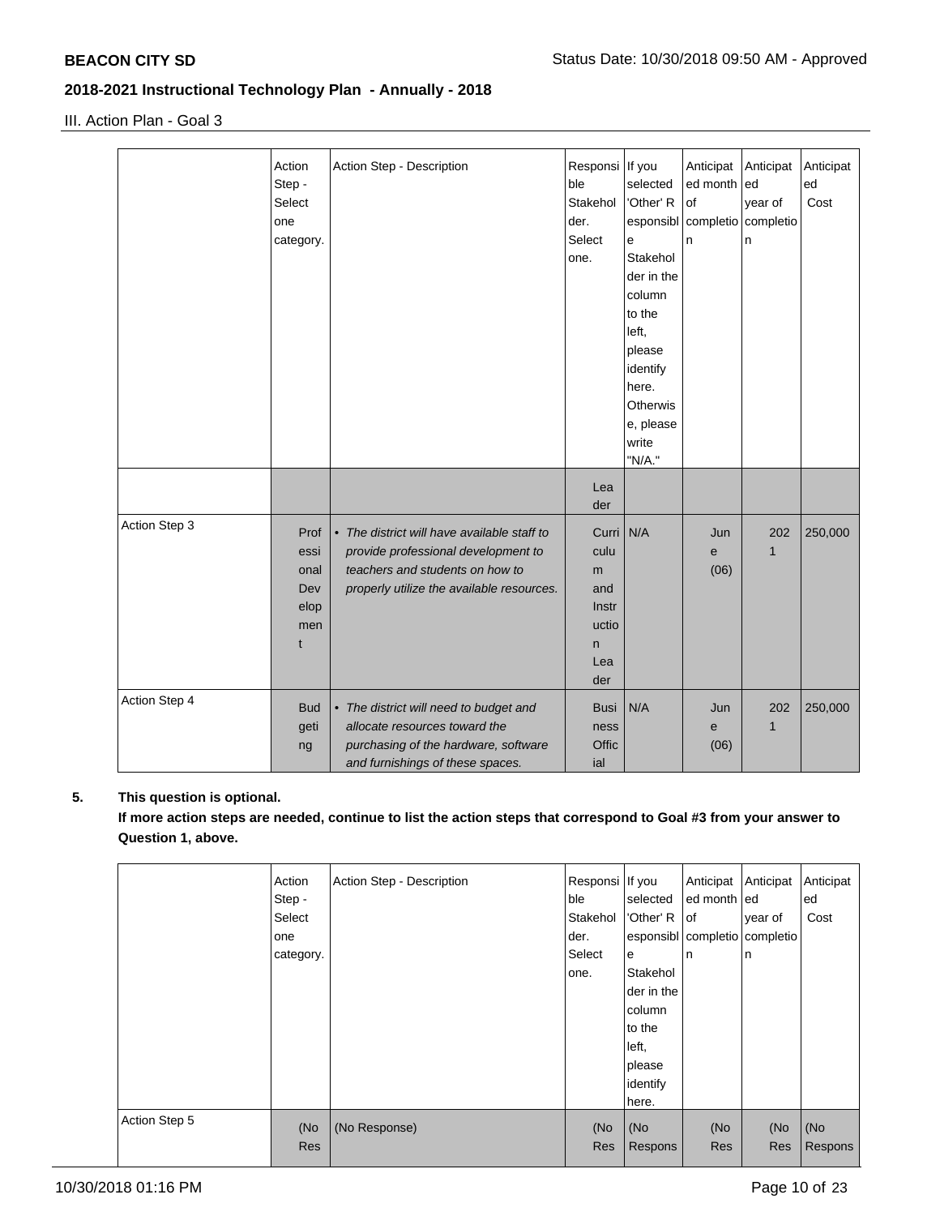III. Action Plan - Goal 3

| | Action Step - Select one category. | Action Step - Description | Responsible Stakeholder. Select one. | If you selected 'Other' Responsible Stakeholder in the column to the left, please identify here. Otherwise, please write "N/A." | Anticipated month of completion | Anticipated year of completion | Anticipated Cost |
|---|---|---|---|---|---|---|---|
| | | | Leader | | | | |
| Action Step 3 | Professional Development | • *The district will have available staff to provide professional development to teachers and students on how to properly utilize the available resources.* | Curriculum and Instruction Leader | N/A | June (06) | 2021 | 250,000 |
| Action Step 4 | Budgeting | • *The district will need to budget and allocate resources toward the purchasing of the hardware, software and furnishings of these spaces.* | Business Official | N/A | June (06) | 2021 | 250,000 |

**5. This question is optional.**

**If more action steps are needed, continue to list the action steps that correspond to Goal #3 from your answer to Question 1, above.**

| | Action Step - Select one category. | Action Step - Description | Responsible Stakeholder. Select one. | If you selected 'Other' Responsible Stakeholder in the column to the left, please identify here. | Anticipated month of completion | Anticipated year of completion | Anticipated Cost |
|---|---|---|---|---|---|---|---|
| Action Step 5 | (No Res | (No Response) | (No Res | (No Respons | (No Res | (No Res | (No Respons |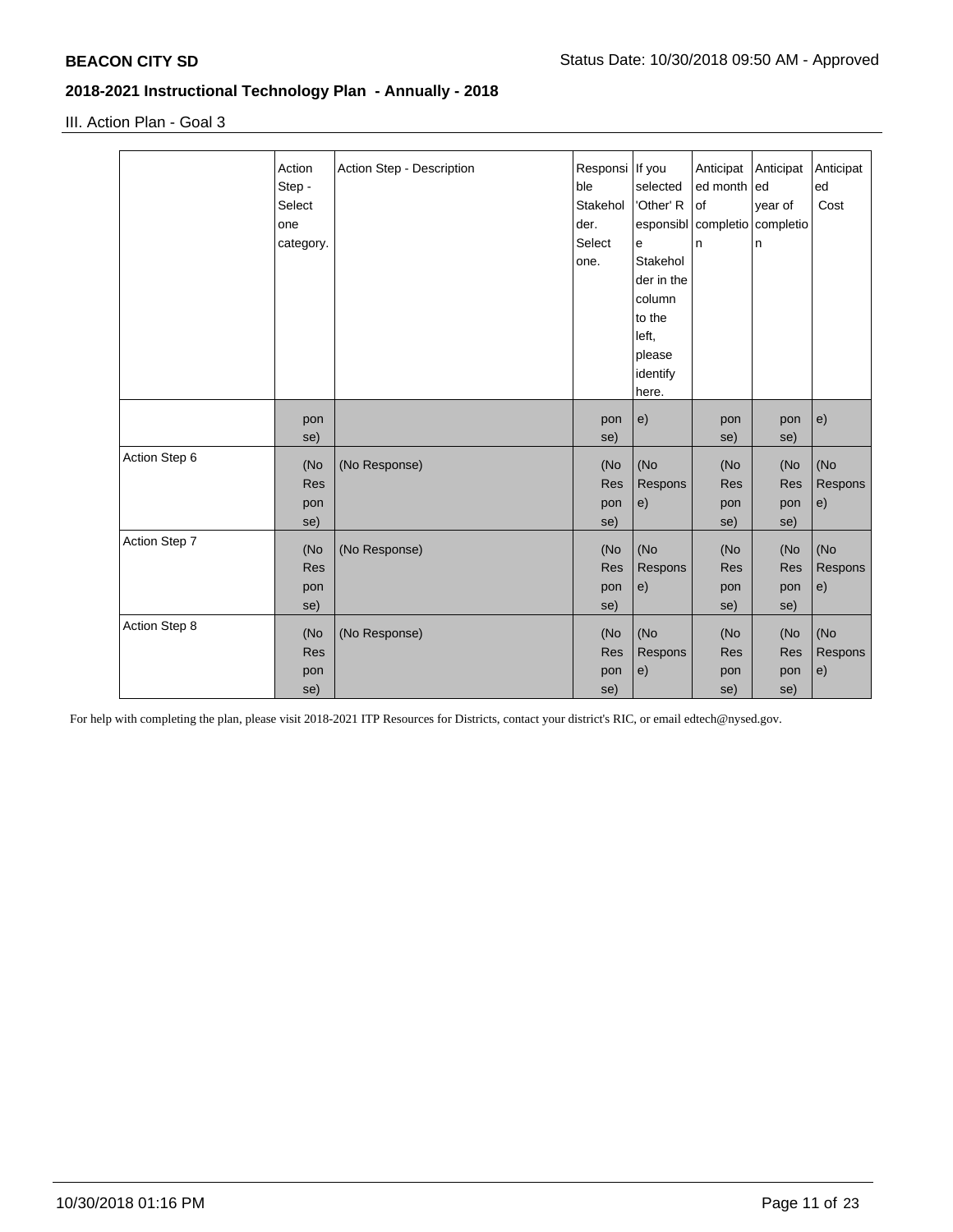## III. Action Plan - Goal 3

| | Action Step - Select one category. | Action Step - Description | Responsible Stakeholder. Select one. | If you selected 'Other' Responsible Stakeholder in the column to the left, please identify here. | Anticipated month of completion | Anticipated year of completion | Anticipated Cost |
|---|---|---|---|---|---|---|---|
| | ponse) | | ponse) | e) | ponse) | ponse) | e) |
| Action Step 6 | (No Response) | (No Response) | (No Response) | (No Response) | (No Response) | (No Response) | (No Response) |
| Action Step 7 | (No Response) | (No Response) | (No Response) | (No Response) | (No Response) | (No Response) | (No Response) |
| Action Step 8 | (No Response) | (No Response) | (No Response) | (No Response) | (No Response) | (No Response) | (No Response) |

For help with completing the plan, please visit 2018-2021 ITP Resources for Districts, contact your district's RIC, or email edtech@nysed.gov.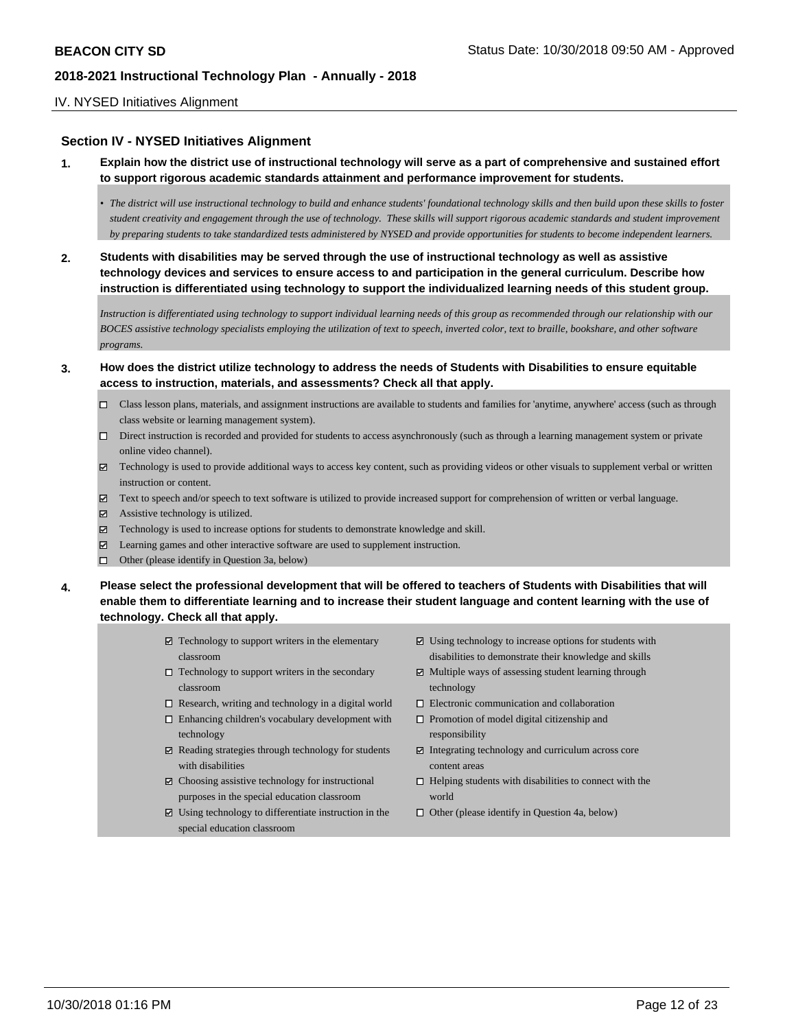## Section IV - NYSED Initiatives Alignment

**1. Explain how the district use of instructional technology will serve as a part of comprehensive and sustained effort to support rigorous academic standards attainment and performance improvement for students.**

- *The district will use instructional technology to build and enhance students' foundational technology skills and then build upon these skills to foster student creativity and engagement through the use of technology. These skills will support rigorous academic standards and student improvement by preparing students to take standardized tests administered by NYSED and provide opportunities for students to become independent learners.*

**2. Students with disabilities may be served through the use of instructional technology as well as assistive technology devices and services to ensure access to and participation in the general curriculum. Describe how instruction is differentiated using technology to support the individualized learning needs of this student group.**

*Instruction is differentiated using technology to support individual learning needs of this group as recommended through our relationship with our BOCES assistive technology specialists employing the utilization of text to speech, inverted color, text to braille, bookshare, and other software programs.*

**3. How does the district utilize technology to address the needs of Students with Disabilities to ensure equitable access to instruction, materials, and assessments? Check all that apply.**

- [ ] Class lesson plans, materials, and assignment instructions are available to students and families for 'anytime, anywhere' access (such as through class website or learning management system).
- [ ] Direct instruction is recorded and provided for students to access asynchronously (such as through a learning management system or private online video channel).
- [x] Technology is used to provide additional ways to access key content, such as providing videos or other visuals to supplement verbal or written instruction or content.
- [x] Text to speech and/or speech to text software is utilized to provide increased support for comprehension of written or verbal language.
- [x] Assistive technology is utilized.
- [x] Technology is used to increase options for students to demonstrate knowledge and skill.
- [x] Learning games and other interactive software are used to supplement instruction.
- [ ] Other (please identify in Question 3a, below)

**4. Please select the professional development that will be offered to teachers of Students with Disabilities that will enable them to differentiate learning and to increase their student language and content learning with the use of technology. Check all that apply.**

- [x] Technology to support writers in the elementary classroom
- [ ] Technology to support writers in the secondary classroom
- [ ] Research, writing and technology in a digital world
- [ ] Enhancing children's vocabulary development with technology
- [x] Reading strategies through technology for students with disabilities
- [x] Choosing assistive technology for instructional purposes in the special education classroom
- [x] Using technology to differentiate instruction in the special education classroom
- [x] Using technology to increase options for students with disabilities to demonstrate their knowledge and skills
- [x] Multiple ways of assessing student learning through technology
- [ ] Electronic communication and collaboration
- [ ] Promotion of model digital citizenship and responsibility
- [x] Integrating technology and curriculum across core content areas
- [ ] Helping students with disabilities to connect with the world
- [ ] Other (please identify in Question 4a, below)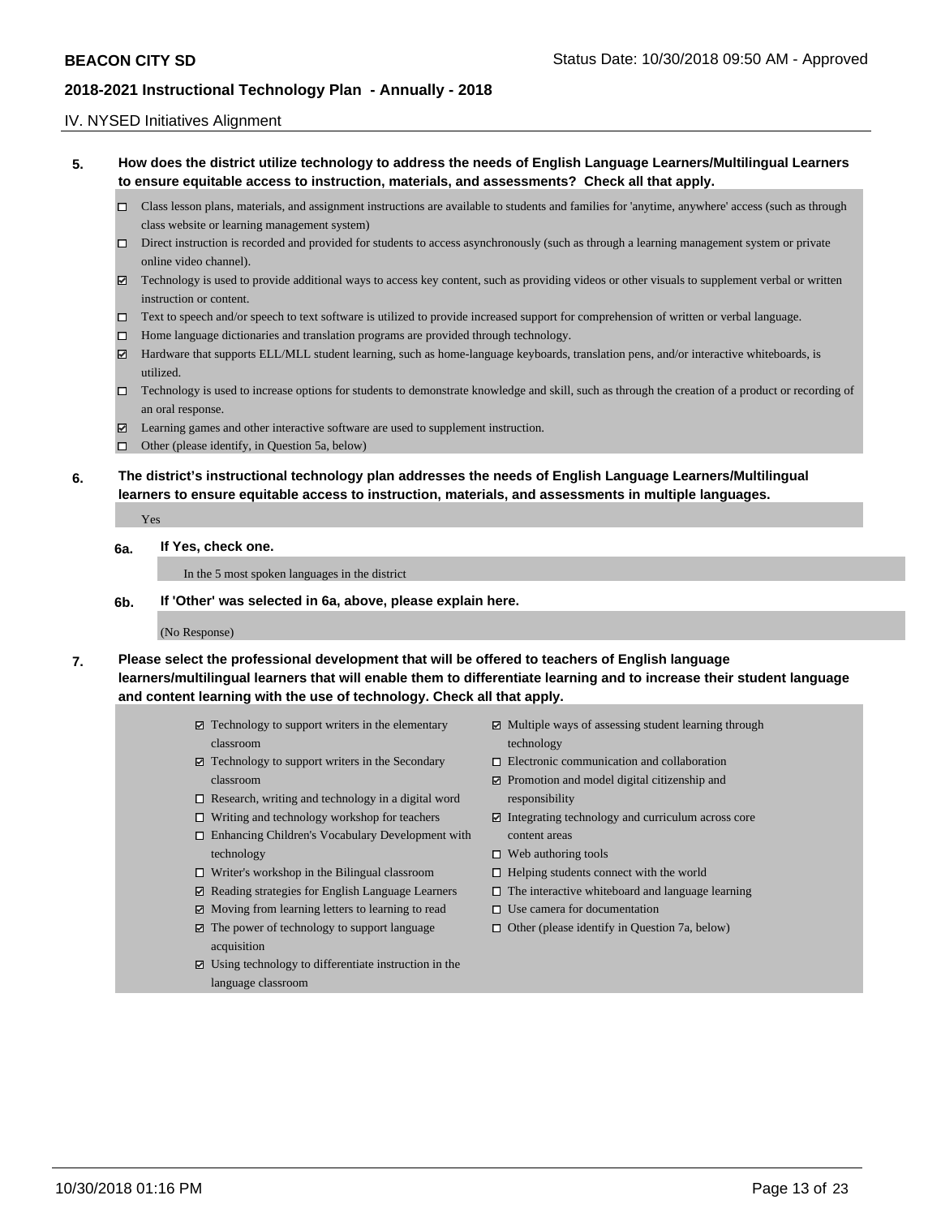## IV. NYSED Initiatives Alignment

**5. How does the district utilize technology to address the needs of English Language Learners/Multilingual Learners to ensure equitable access to instruction, materials, and assessments? Check all that apply.**

- ☐ Class lesson plans, materials, and assignment instructions are available to students and families for 'anytime, anywhere' access (such as through class website or learning management system)
- ☐ Direct instruction is recorded and provided for students to access asynchronously (such as through a learning management system or private online video channel).
- ☑ Technology is used to provide additional ways to access key content, such as providing videos or other visuals to supplement verbal or written instruction or content.
- ☐ Text to speech and/or speech to text software is utilized to provide increased support for comprehension of written or verbal language.
- ☐ Home language dictionaries and translation programs are provided through technology.
- ☑ Hardware that supports ELL/MLL student learning, such as home-language keyboards, translation pens, and/or interactive whiteboards, is utilized.
- ☐ Technology is used to increase options for students to demonstrate knowledge and skill, such as through the creation of a product or recording of an oral response.
- ☑ Learning games and other interactive software are used to supplement instruction.
- ☐ Other (please identify, in Question 5a, below)

**6. The district's instructional technology plan addresses the needs of English Language Learners/Multilingual learners to ensure equitable access to instruction, materials, and assessments in multiple languages.**

Yes

**6a. If Yes, check one.**

In the 5 most spoken languages in the district

**6b. If 'Other' was selected in 6a, above, please explain here.**

(No Response)

**7. Please select the professional development that will be offered to teachers of English language learners/multilingual learners that will enable them to differentiate learning and to increase their student language and content learning with the use of technology. Check all that apply.**

- ☑ Technology to support writers in the elementary classroom
- ☑ Technology to support writers in the Secondary classroom
- ☐ Research, writing and technology in a digital word
- ☐ Writing and technology workshop for teachers
- ☐ Enhancing Children's Vocabulary Development with technology
- ☐ Writer's workshop in the Bilingual classroom
- ☑ Reading strategies for English Language Learners
- ☑ Moving from learning letters to learning to read
- ☑ The power of technology to support language acquisition
- ☑ Using technology to differentiate instruction in the language classroom
- ☑ Multiple ways of assessing student learning through technology
- ☐ Electronic communication and collaboration
- ☑ Promotion and model digital citizenship and responsibility
- ☑ Integrating technology and curriculum across core content areas
- ☐ Web authoring tools
- ☐ Helping students connect with the world
- ☐ The interactive whiteboard and language learning
- ☐ Use camera for documentation
- ☐ Other (please identify in Question 7a, below)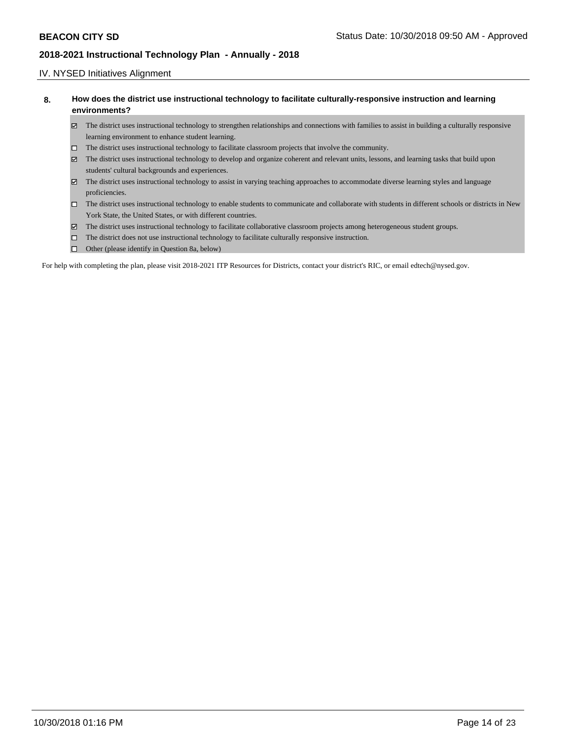## IV. NYSED Initiatives Alignment

**8. How does the district use instructional technology to facilitate culturally-responsive instruction and learning environments?**

- ☑ The district uses instructional technology to strengthen relationships and connections with families to assist in building a culturally responsive learning environment to enhance student learning.
- ☐ The district uses instructional technology to facilitate classroom projects that involve the community.
- ☑ The district uses instructional technology to develop and organize coherent and relevant units, lessons, and learning tasks that build upon students' cultural backgrounds and experiences.
- ☑ The district uses instructional technology to assist in varying teaching approaches to accommodate diverse learning styles and language proficiencies.
- ☐ The district uses instructional technology to enable students to communicate and collaborate with students in different schools or districts in New York State, the United States, or with different countries.
- ☑ The district uses instructional technology to facilitate collaborative classroom projects among heterogeneous student groups.
- ☐ The district does not use instructional technology to facilitate culturally responsive instruction.
- ☐ Other (please identify in Question 8a, below)

For help with completing the plan, please visit 2018-2021 ITP Resources for Districts, contact your district's RIC, or email edtech@nysed.gov.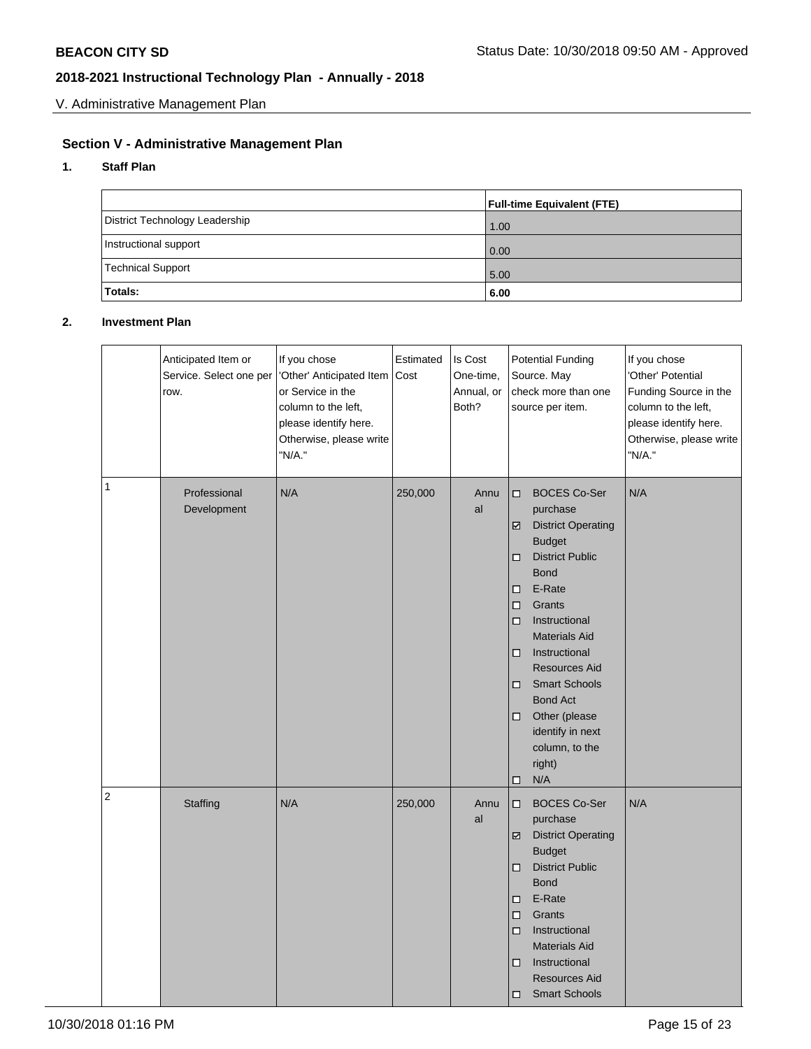## Section V - Administrative Management Plan

### 1. Staff Plan

| | Full-time Equivalent (FTE) |
|---|---|
| District Technology Leadership | 1.00 |
| Instructional support | 0.00 |
| Technical Support | 5.00 |
| **Totals:** | **6.00** |

### 2. Investment Plan

| | Anticipated Item or Service. Select one per row. | If you chose 'Other' Anticipated Item or Service in the column to the left, please identify here. Otherwise, please write "N/A." | Estimated Cost | Is Cost One-time, Annual, or Both? | Potential Funding Source. May check more than one source per item. | If you chose 'Other' Potential Funding Source in the column to the left, please identify here. Otherwise, please write "N/A." |
|---|---|---|---|---|---|---|
| 1 | Professional Development | N/A | 250,000 | Annual | ☐ BOCES Co-Ser purchase<br>☑ District Operating Budget<br>☐ District Public Bond<br>☐ E-Rate<br>☐ Grants<br>☐ Instructional Materials Aid<br>☐ Instructional Resources Aid<br>☐ Smart Schools Bond Act<br>☐ Other (please identify in next column, to the right)<br>☐ N/A | N/A |
| 2 | Staffing | N/A | 250,000 | Annual | ☐ BOCES Co-Ser purchase<br>☑ District Operating Budget<br>☐ District Public Bond<br>☐ E-Rate<br>☐ Grants<br>☐ Instructional Materials Aid<br>☐ Instructional Resources Aid<br>☐ Smart Schools | N/A |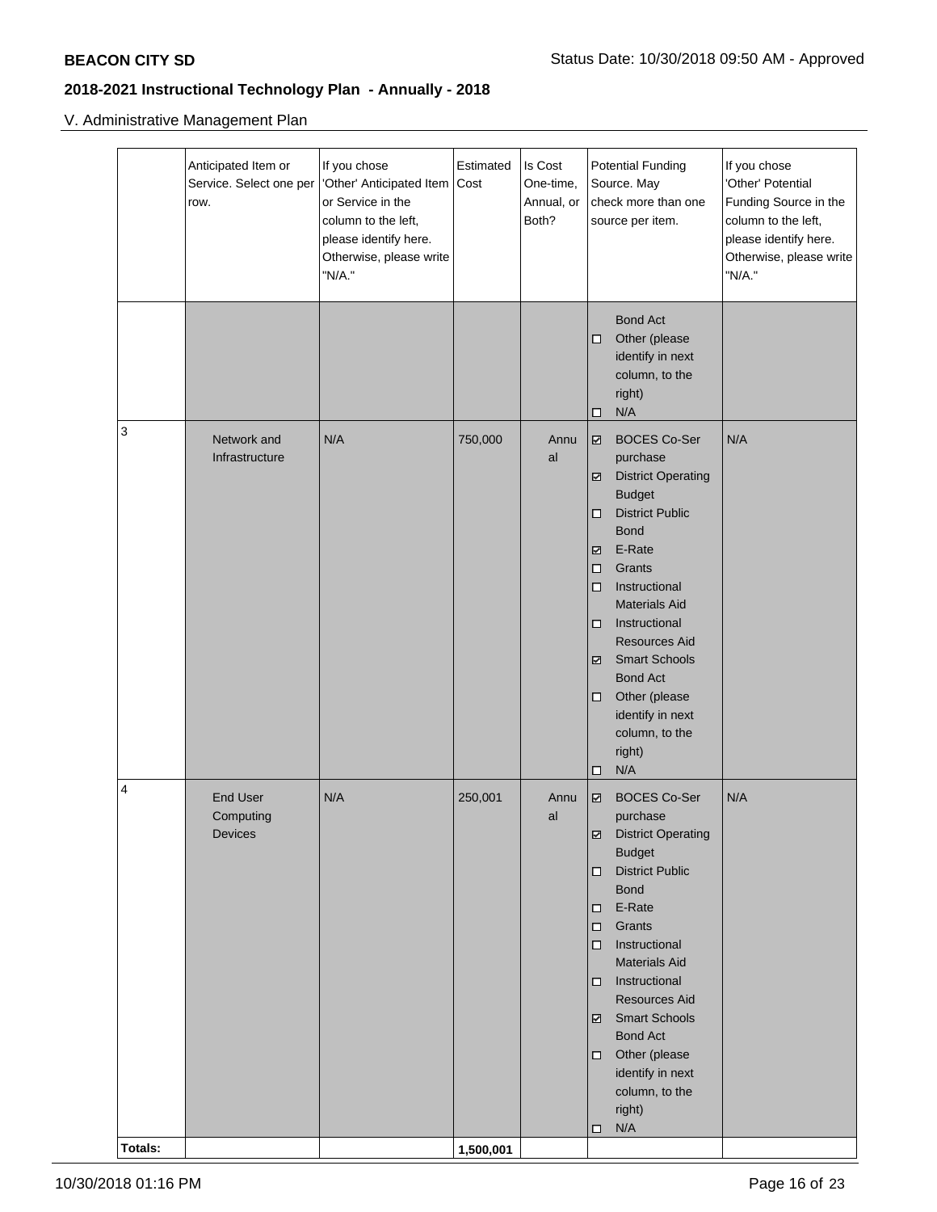## V. Administrative Management Plan

| | Anticipated Item or Service. Select one per row. | If you chose 'Other' Anticipated Item or Service in the column to the left, please identify here. Otherwise, please write "N/A." | Estimated Cost | Is Cost One-time, Annual, or Both? | Potential Funding Source. May check more than one source per item. | If you chose 'Other' Potential Funding Source in the column to the left, please identify here. Otherwise, please write "N/A." |
|---|---|---|---|---|---|---|
| | | | | | Bond Act<br>☐ Other (please identify in next column, to the right)<br>☐ N/A | |
| 3 | Network and Infrastructure | N/A | 750,000 | Annual | ☑ BOCES Co-Ser purchase<br>☑ District Operating Budget<br>☐ District Public Bond<br>☑ E-Rate<br>☐ Grants<br>☐ Instructional Materials Aid<br>☐ Instructional Resources Aid<br>☑ Smart Schools Bond Act<br>☐ Other (please identify in next column, to the right)<br>☐ N/A | N/A |
| 4 | End User Computing Devices | N/A | 250,001 | Annual | ☑ BOCES Co-Ser purchase<br>☑ District Operating Budget<br>☐ District Public Bond<br>☐ E-Rate<br>☐ Grants<br>☐ Instructional Materials Aid<br>☐ Instructional Resources Aid<br>☑ Smart Schools Bond Act<br>☐ Other (please identify in next column, to the right)<br>☐ N/A | N/A |
| **Totals:** | | | **1,500,001** | | | |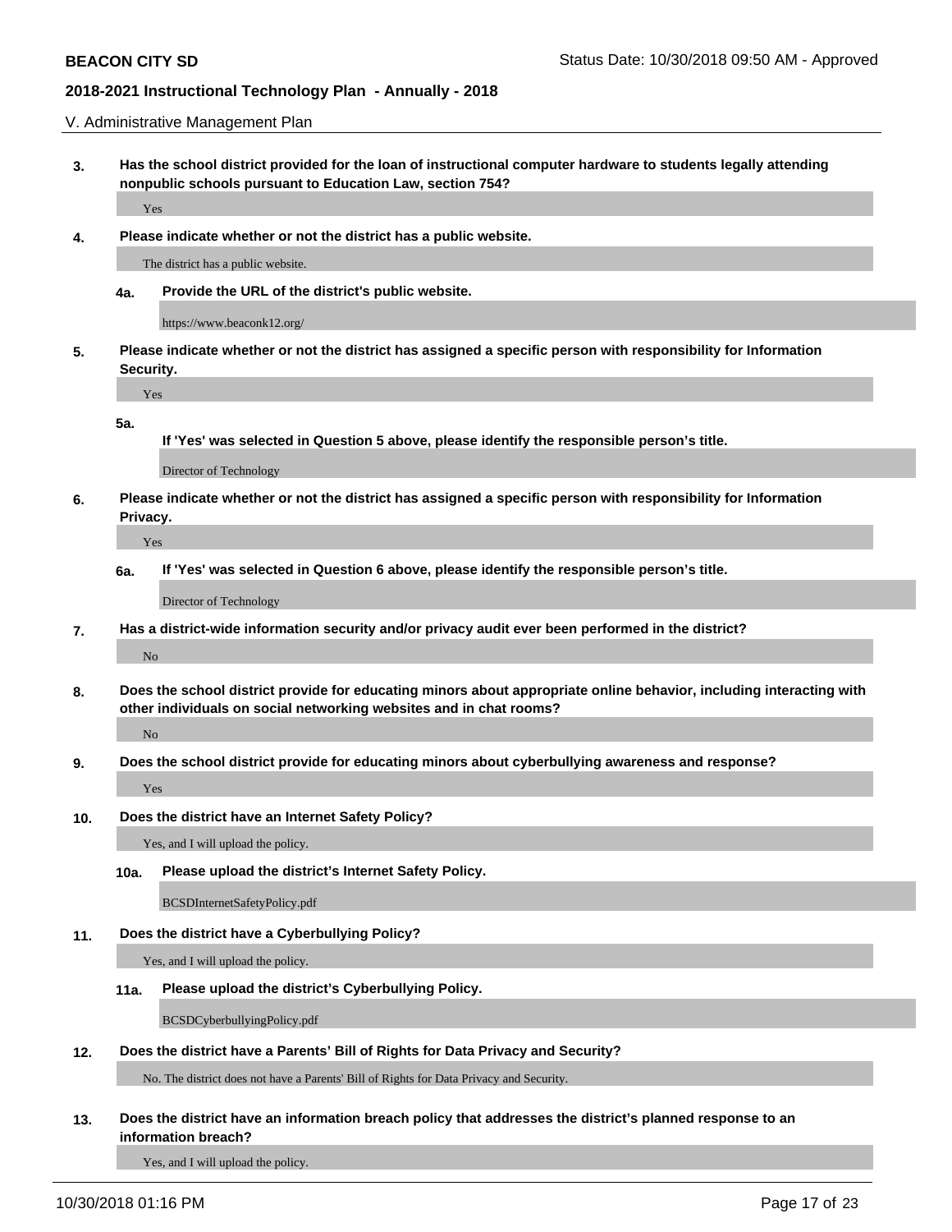## V. Administrative Management Plan

**3. Has the school district provided for the loan of instructional computer hardware to students legally attending nonpublic schools pursuant to Education Law, section 754?**

Yes

**4. Please indicate whether or not the district has a public website.**

The district has a public website.

**4a. Provide the URL of the district's public website.**

https://www.beaconk12.org/

**5. Please indicate whether or not the district has assigned a specific person with responsibility for Information Security.**

Yes

**5a. If 'Yes' was selected in Question 5 above, please identify the responsible person's title.**

Director of Technology

**6. Please indicate whether or not the district has assigned a specific person with responsibility for Information Privacy.**

Yes

**6a. If 'Yes' was selected in Question 6 above, please identify the responsible person's title.**

Director of Technology

**7. Has a district-wide information security and/or privacy audit ever been performed in the district?**

No

**8. Does the school district provide for educating minors about appropriate online behavior, including interacting with other individuals on social networking websites and in chat rooms?**

No

**9. Does the school district provide for educating minors about cyberbullying awareness and response?**

Yes

**10. Does the district have an Internet Safety Policy?**

Yes, and I will upload the policy.

**10a. Please upload the district's Internet Safety Policy.**

BCSDInternetSafetyPolicy.pdf

**11. Does the district have a Cyberbullying Policy?**

Yes, and I will upload the policy.

**11a. Please upload the district's Cyberbullying Policy.**

BCSDCyberbullyingPolicy.pdf

**12. Does the district have a Parents' Bill of Rights for Data Privacy and Security?**

No. The district does not have a Parents' Bill of Rights for Data Privacy and Security.

**13. Does the district have an information breach policy that addresses the district's planned response to an information breach?**

Yes, and I will upload the policy.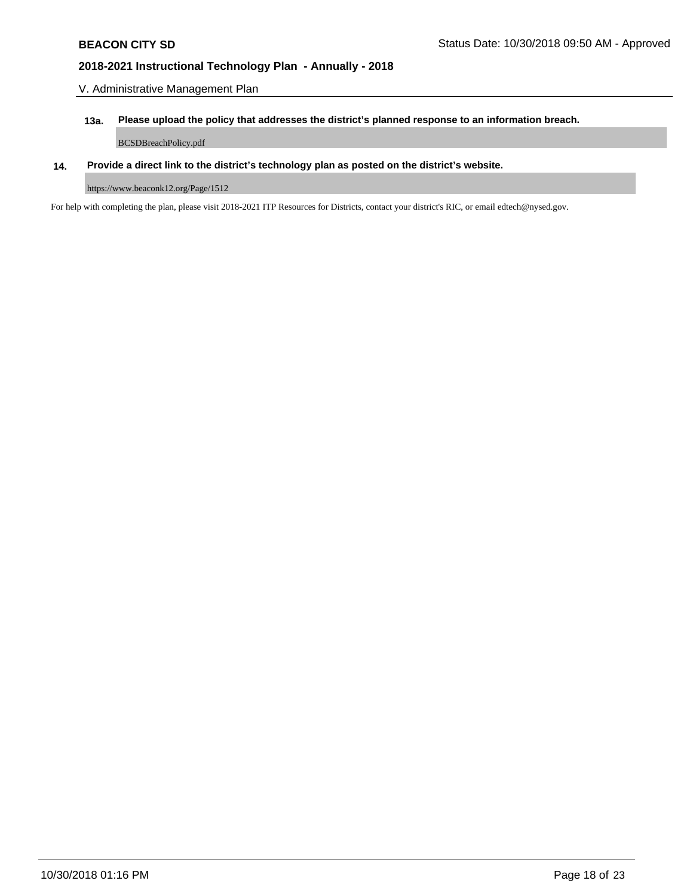V. Administrative Management Plan

**13a. Please upload the policy that addresses the district's planned response to an information breach.**

BCSDBreachPolicy.pdf

**14. Provide a direct link to the district's technology plan as posted on the district's website.**

https://www.beaconk12.org/Page/1512

For help with completing the plan, please visit 2018-2021 ITP Resources for Districts, contact your district's RIC, or email edtech@nysed.gov.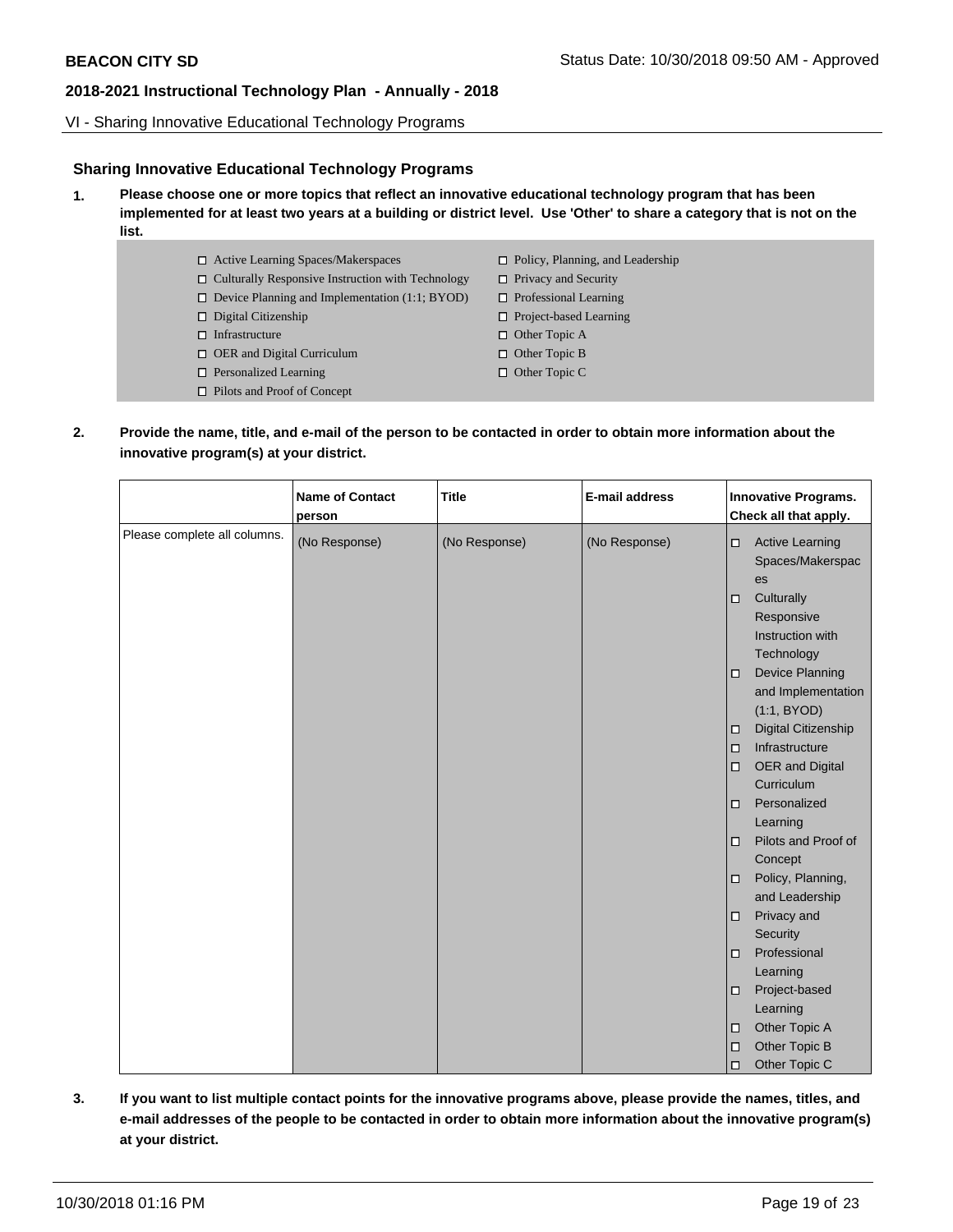## Sharing Innovative Educational Technology Programs

**1. Please choose one or more topics that reflect an innovative educational technology program that has been implemented for at least two years at a building or district level. Use 'Other' to share a category that is not on the list.**

- ☐ Active Learning Spaces/Makerspaces
- ☐ Culturally Responsive Instruction with Technology
- ☐ Device Planning and Implementation (1:1; BYOD)
- ☐ Digital Citizenship
- ☐ Infrastructure
- ☐ OER and Digital Curriculum
- ☐ Personalized Learning
- ☐ Pilots and Proof of Concept
- ☐ Policy, Planning, and Leadership
- ☐ Privacy and Security
- ☐ Professional Learning
- ☐ Project-based Learning
- ☐ Other Topic A
- ☐ Other Topic B
- ☐ Other Topic C

**2. Provide the name, title, and e-mail of the person to be contacted in order to obtain more information about the innovative program(s) at your district.**

| | Name of Contact person | Title | E-mail address | Innovative Programs. Check all that apply. |
|---|---|---|---|---|
| Please complete all columns. | (No Response) | (No Response) | (No Response) | ☐ Active Learning Spaces/Makerspaces<br>☐ Culturally Responsive Instruction with Technology<br>☐ Device Planning and Implementation (1:1, BYOD)<br>☐ Digital Citizenship<br>☐ Infrastructure<br>☐ OER and Digital Curriculum<br>☐ Personalized Learning<br>☐ Pilots and Proof of Concept<br>☐ Policy, Planning, and Leadership<br>☐ Privacy and Security<br>☐ Professional Learning<br>☐ Project-based Learning<br>☐ Other Topic A<br>☐ Other Topic B<br>☐ Other Topic C |

**3. If you want to list multiple contact points for the innovative programs above, please provide the names, titles, and e-mail addresses of the people to be contacted in order to obtain more information about the innovative program(s) at your district.**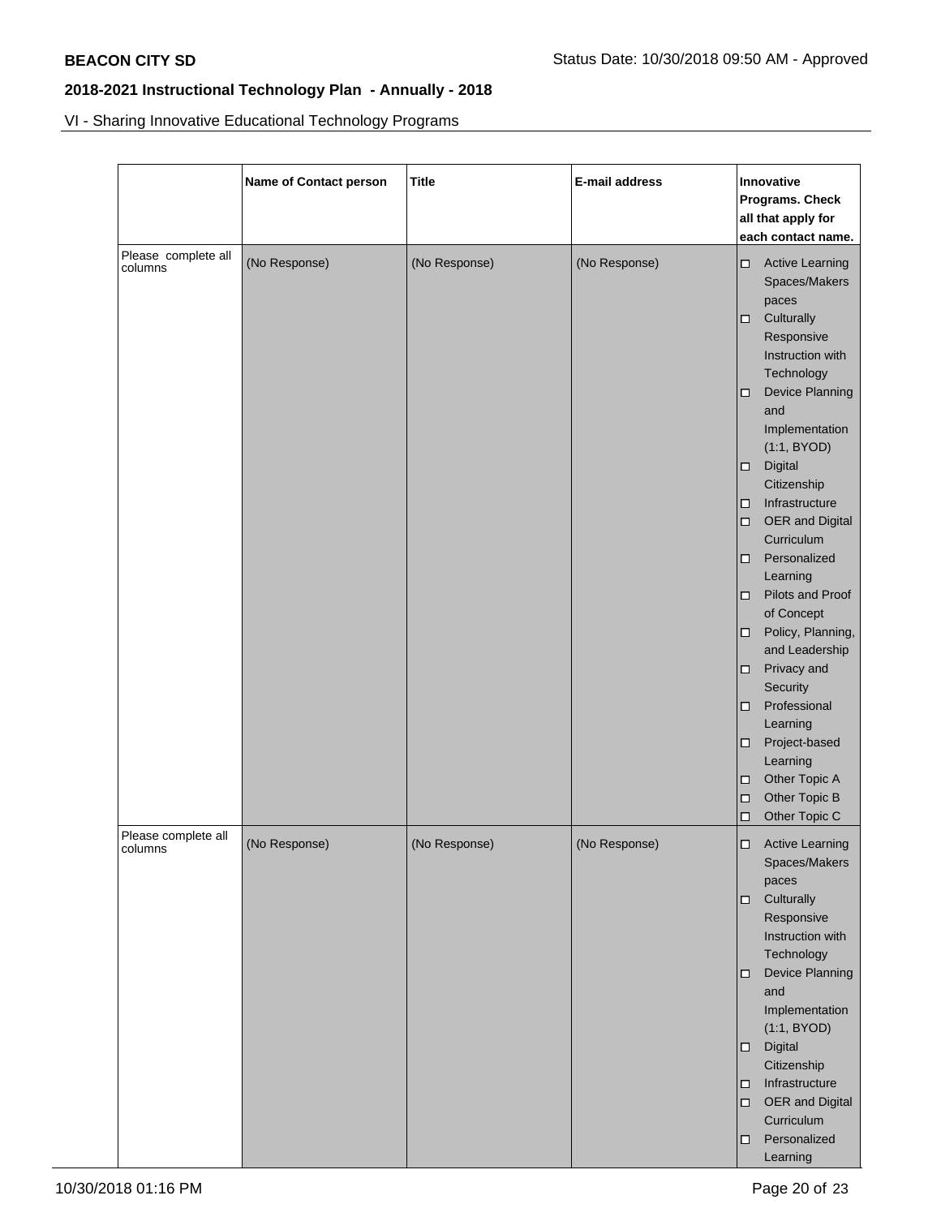VI - Sharing Innovative Educational Technology Programs

| | Name of Contact person | Title | E-mail address | Innovative Programs. Check all that apply for each contact name. |
|---|---|---|---|---|
| Please complete all columns | (No Response) | (No Response) | (No Response) | ☐ Active Learning Spaces/Makerspaces<br>☐ Culturally Responsive Instruction with Technology<br>☐ Device Planning and Implementation (1:1, BYOD)<br>☐ Digital Citizenship<br>☐ Infrastructure<br>☐ OER and Digital Curriculum<br>☐ Personalized Learning<br>☐ Pilots and Proof of Concept<br>☐ Policy, Planning, and Leadership<br>☐ Privacy and Security<br>☐ Professional Learning<br>☐ Project-based Learning<br>☐ Other Topic A<br>☐ Other Topic B<br>☐ Other Topic C |
| Please complete all columns | (No Response) | (No Response) | (No Response) | ☐ Active Learning Spaces/Makerspaces<br>☐ Culturally Responsive Instruction with Technology<br>☐ Device Planning and Implementation (1:1, BYOD)<br>☐ Digital Citizenship<br>☐ Infrastructure<br>☐ OER and Digital Curriculum<br>☐ Personalized Learning |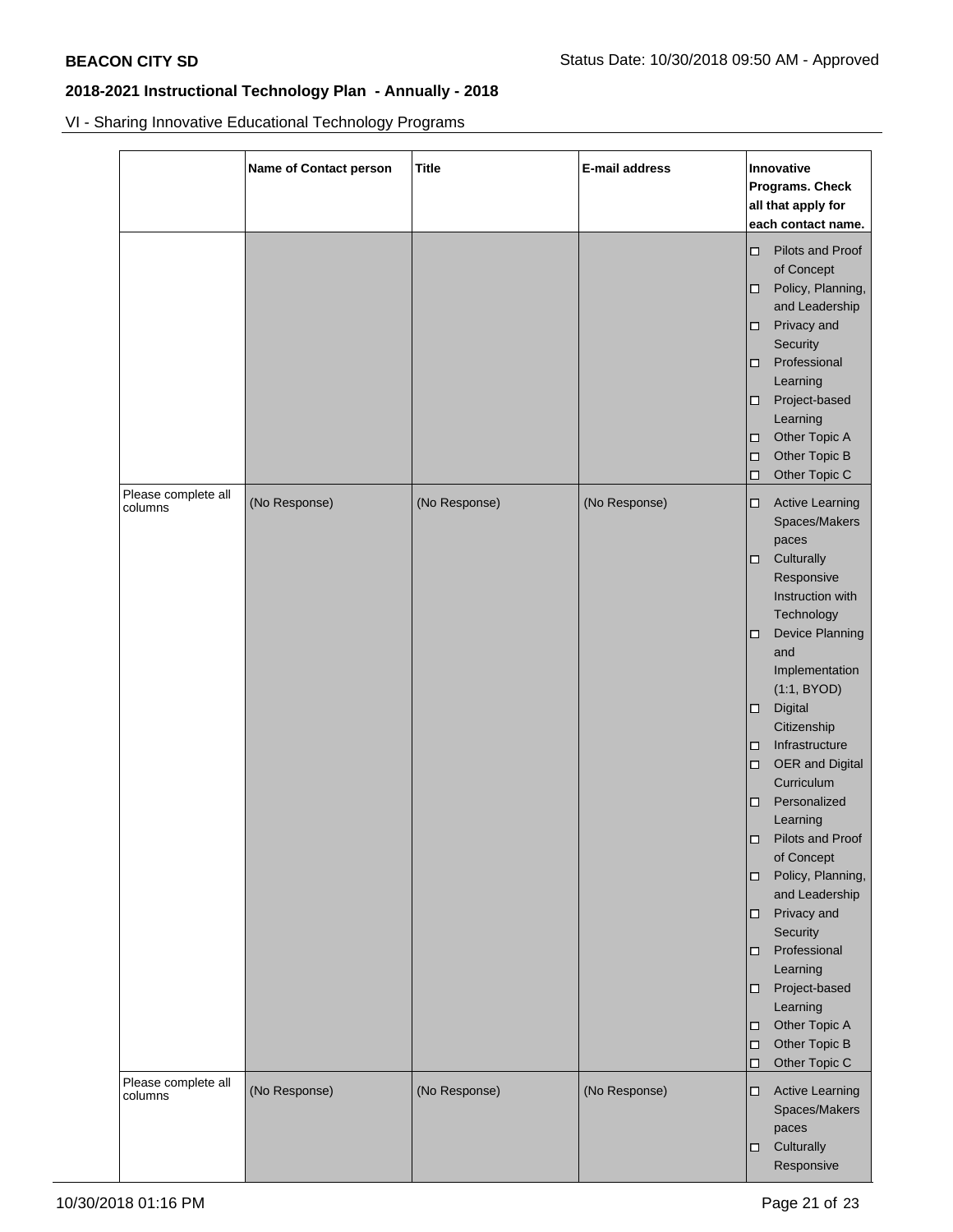VI - Sharing Innovative Educational Technology Programs

| | Name of Contact person | Title | E-mail address | Innovative Programs. Check all that apply for each contact name. |
|---|---|---|---|---|
| | | | | ☐ Pilots and Proof of Concept<br>☐ Policy, Planning, and Leadership<br>☐ Privacy and Security<br>☐ Professional Learning<br>☐ Project-based Learning<br>☐ Other Topic A<br>☐ Other Topic B<br>☐ Other Topic C |
| Please complete all columns | (No Response) | (No Response) | (No Response) | ☐ Active Learning Spaces/Makerspaces<br>☐ Culturally Responsive Instruction with Technology<br>☐ Device Planning and Implementation (1:1, BYOD)<br>☐ Digital Citizenship<br>☐ Infrastructure<br>☐ OER and Digital Curriculum<br>☐ Personalized Learning<br>☐ Pilots and Proof of Concept<br>☐ Policy, Planning, and Leadership<br>☐ Privacy and Security<br>☐ Professional Learning<br>☐ Project-based Learning<br>☐ Other Topic A<br>☐ Other Topic B<br>☐ Other Topic C |
| Please complete all columns | (No Response) | (No Response) | (No Response) | ☐ Active Learning Spaces/Makerspaces<br>☐ Culturally Responsive |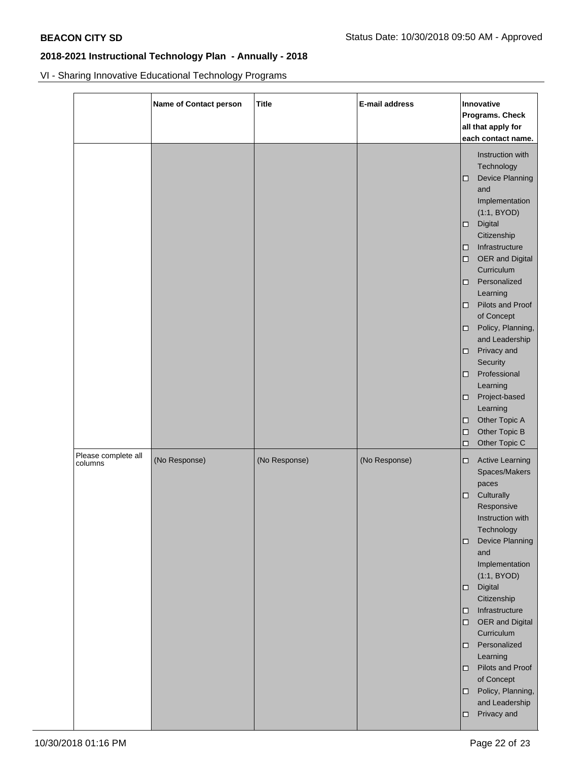VI - Sharing Innovative Educational Technology Programs

| | Name of Contact person | Title | E-mail address | Innovative Programs. Check all that apply for each contact name. |
|---|---|---|---|---|
| | | | | Instruction with Technology<br>☐ Device Planning and Implementation (1:1, BYOD)<br>☐ Digital Citizenship<br>☐ Infrastructure<br>☐ OER and Digital Curriculum<br>☐ Personalized Learning<br>☐ Pilots and Proof of Concept<br>☐ Policy, Planning, and Leadership<br>☐ Privacy and Security<br>☐ Professional Learning<br>☐ Project-based Learning<br>☐ Other Topic A<br>☐ Other Topic B<br>☐ Other Topic C |
| Please complete all columns | (No Response) | (No Response) | (No Response) | ☐ Active Learning Spaces/Makerspaces<br>☐ Culturally Responsive Instruction with Technology<br>☐ Device Planning and Implementation (1:1, BYOD)<br>☐ Digital Citizenship<br>☐ Infrastructure<br>☐ OER and Digital Curriculum<br>☐ Personalized Learning<br>☐ Pilots and Proof of Concept<br>☐ Policy, Planning, and Leadership<br>☐ Privacy and |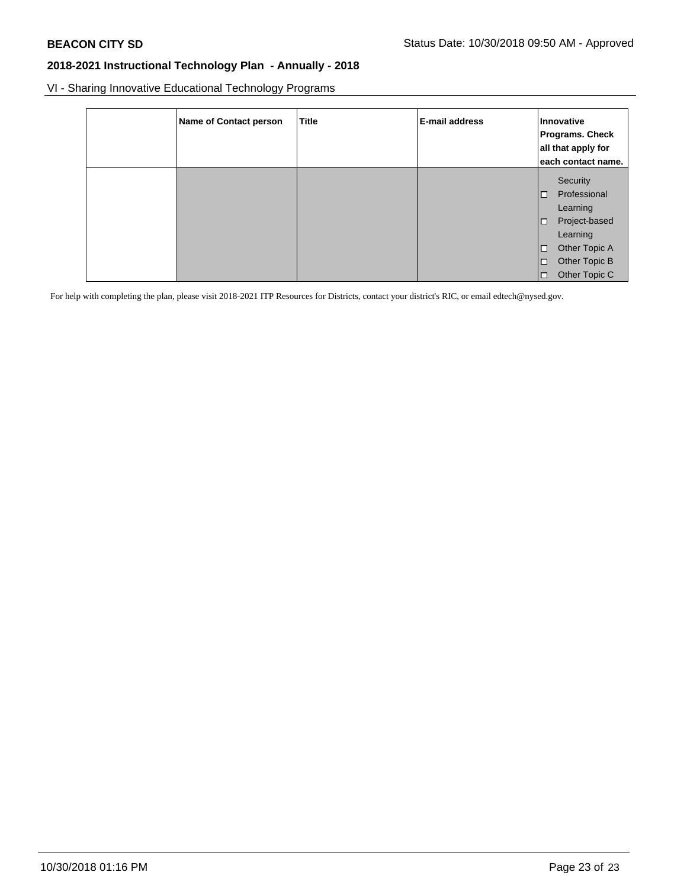## VI - Sharing Innovative Educational Technology Programs

| | Name of Contact person | Title | E-mail address | Innovative Programs. Check all that apply for each contact name. |
|---|---|---|---|---|
| | | | | Security<br>☐ Professional Learning<br>☐ Project-based Learning<br>☐ Other Topic A<br>☐ Other Topic B<br>☐ Other Topic C |

For help with completing the plan, please visit 2018-2021 ITP Resources for Districts, contact your district's RIC, or email edtech@nysed.gov.